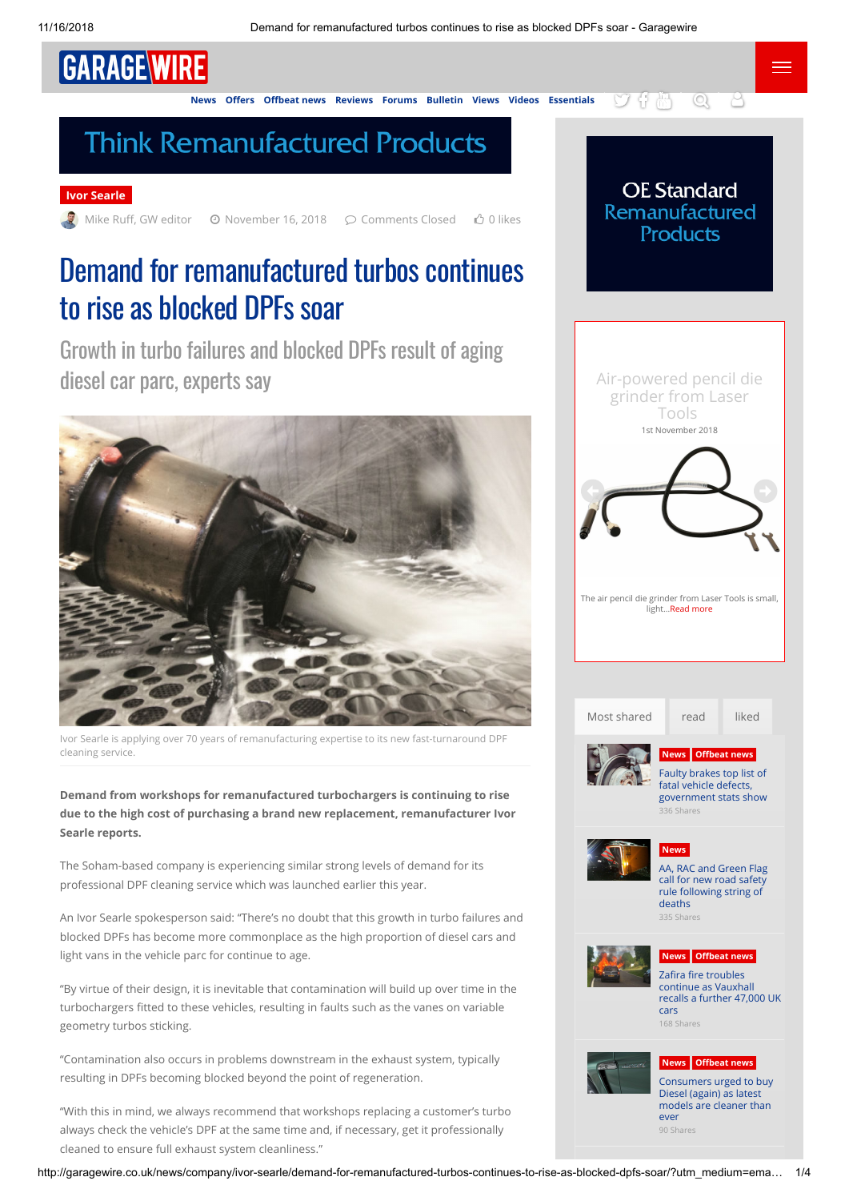Ivor Searle

Mike Ruff, GW editor · November 16, 2018 · Comments Closed · 0 likes

# Demand for remanufactured turbos continues to rise as blocked DPFs soar

## Growth in turbo failures and blocked DPFs result of aging diesel car parc, experts say

Ivor Searle is applying over 70 years of remanufacturing expertise to its new fast-turnaround DPF cleaning service.

**Demand from workshops for remanufactured turbochargers is continuing to rise due to the high cost of purchasing a brand new replacement, remanufacturer Ivor Searle reports.**

The Soham-based company is experiencing similar strong levels of demand for its professional DPF cleaning service which was launched earlier this year.

An Ivor Searle spokesperson said: "There's no doubt that this growth in turbo failures and blocked DPFs has become more commonplace as the high proportion of diesel cars and light vans in the vehicle parc for continue to age.

"By virtue of their design, it is inevitable that contamination will build up over time in the turbochargers fitted to these vehicles, resulting in faults such as the vanes on variable geometry turbos sticking.

"Contamination also occurs in problems downstream in the exhaust system, typically resulting in DPFs becoming blocked beyond the point of regeneration.

"With this in mind, we always recommend that workshops replacing a customer's turbo always check the vehicle's DPF at the same time and, if necessary, get it professionally cleaned to ensure full exhaust system cleanliness."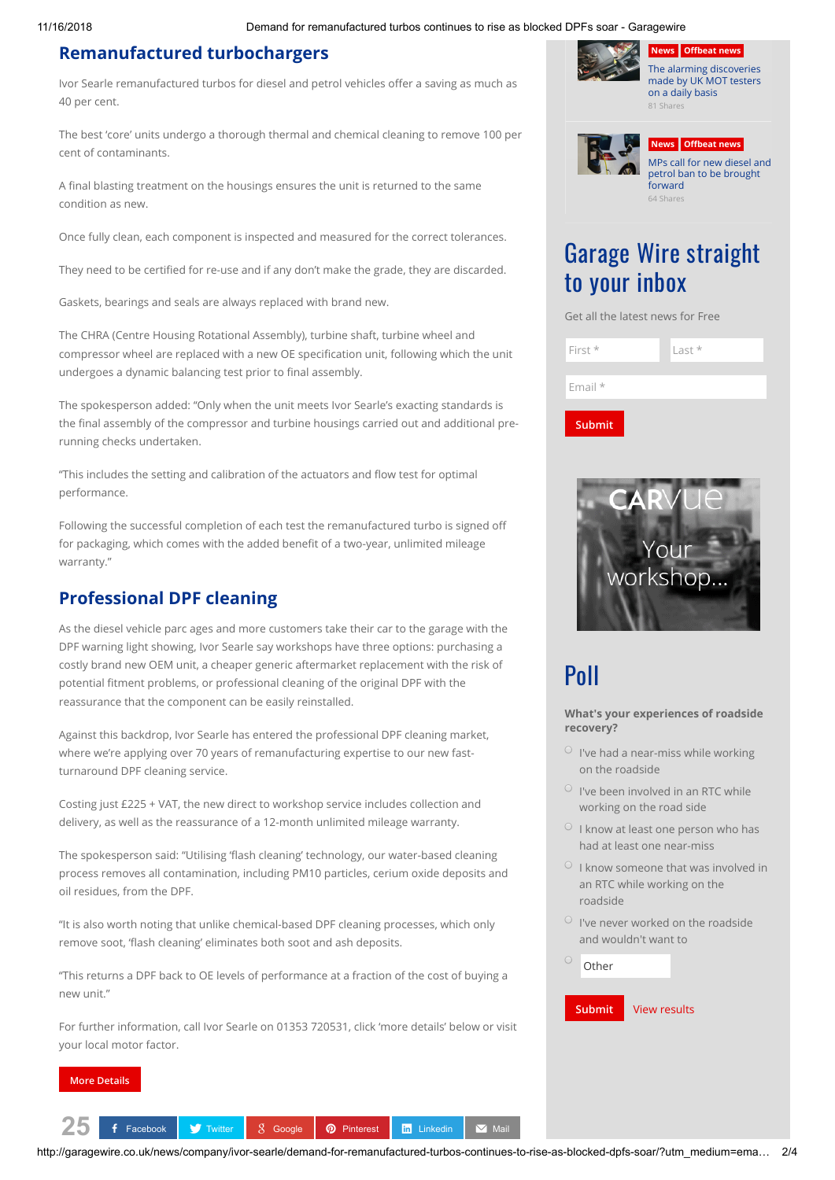## Remanufactured turbochargers

Ivor Searle remanufactured turbos for diesel and petrol vehicles offer a saving as much as 40 per cent.

The best 'core' units undergo a thorough thermal and chemical cleaning to remove 100 per cent of contaminants.

A final blasting treatment on the housings ensures the unit is returned to the same condition as new.

Once fully clean, each component is inspected and measured for the correct tolerances.

They need to be certified for re-use and if any don't make the grade, they are discarded.

Gaskets, bearings and seals are always replaced with brand new.

The CHRA (Centre Housing Rotational Assembly), turbine shaft, turbine wheel and compressor wheel are replaced with a new OE specification unit, following which the unit undergoes a dynamic balancing test prior to final assembly.

The spokesperson added: "Only when the unit meets Ivor Searle's exacting standards is the final assembly of the compressor and turbine housings carried out and additional pre-running checks undertaken.

"This includes the setting and calibration of the actuators and flow test for optimal performance.

Following the successful completion of each test the remanufactured turbo is signed off for packaging, which comes with the added benefit of a two-year, unlimited mileage warranty."

## Professional DPF cleaning

As the diesel vehicle parc ages and more customers take their car to the garage with the DPF warning light showing, Ivor Searle say workshops have three options: purchasing a costly brand new OEM unit, a cheaper generic aftermarket replacement with the risk of potential fitment problems, or professional cleaning of the original DPF with the reassurance that the component can be easily reinstalled.

Against this backdrop, Ivor Searle has entered the professional DPF cleaning market, where we're applying over 70 years of remanufacturing expertise to our new fast-turnaround DPF cleaning service.

Costing just £225 + VAT, the new direct to workshop service includes collection and delivery, as well as the reassurance of a 12-month unlimited mileage warranty.

The spokesperson said: "Utilising 'flash cleaning' technology, our water-based cleaning process removes all contamination, including PM10 particles, cerium oxide deposits and oil residues, from the DPF.

"It is also worth noting that unlike chemical-based DPF cleaning processes, which only remove soot, 'flash cleaning' eliminates both soot and ash deposits.

"This returns a DPF back to OE levels of performance at a fraction of the cost of buying a new unit."

For further information, call Ivor Searle on 01353 720531, click 'more details' below or visit your local motor factor.

More Details

25 Facebook Twitter Google Pinterest Linkedin Mail

News | Offbeat news
The alarming discoveries made by UK MOT testers on a daily basis
81 Shares

News | Offbeat news
MPs call for new diesel and petrol ban to be brought forward
64 Shares

## Garage Wire straight to your inbox

Get all the latest news for Free

First *
Last *
Email *
Submit

CARVUE
Your workshop...

## Poll

**What's your experiences of roadside recovery?**

- I've had a near-miss while working on the roadside
- I've been involved in an RTC while working on the road side
- I know at least one person who has had at least one near-miss
- I know someone that was involved in an RTC while working on the roadside
- I've never worked on the roadside and wouldn't want to
- Other

Submit View results